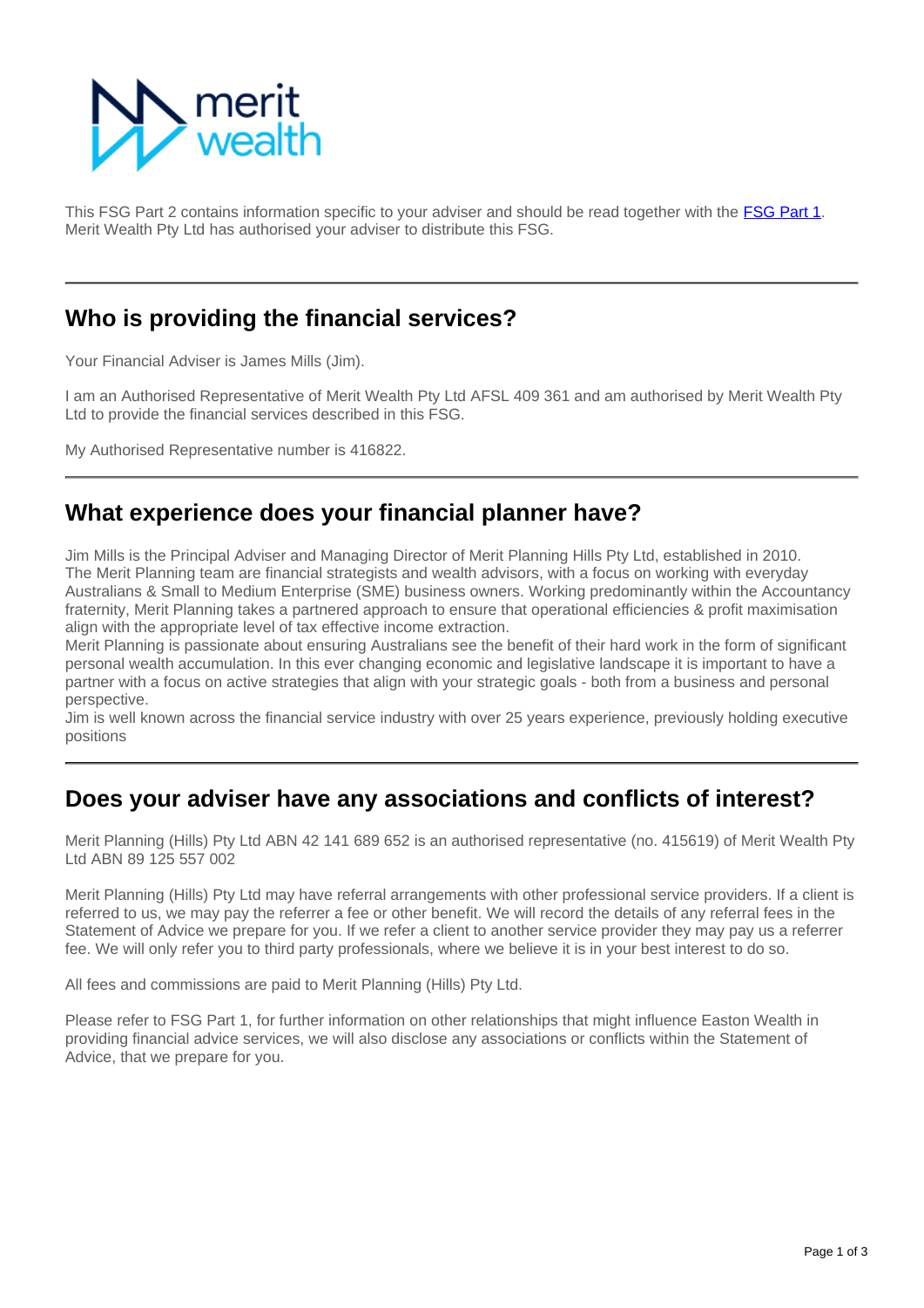merit wealth

This FSG Part 2 contains information specific to your adviser and should be read together with the [FSG Part 1](FSG Part 1). Merit Wealth Pty Ltd has authorised your adviser to distribute this FSG.

## Who is providing the financial services?

Your Financial Adviser is James Mills (Jim).

I am an Authorised Representative of Merit Wealth Pty Ltd AFSL 409 361 and am authorised by Merit Wealth Pty Ltd to provide the financial services described in this FSG.

My Authorised Representative number is 416822.

## What experience does your financial planner have?

Jim Mills is the Principal Adviser and Managing Director of Merit Planning Hills Pty Ltd, established in 2010. The Merit Planning team are financial strategists and wealth advisors, with a focus on working with everyday Australians & Small to Medium Enterprise (SME) business owners. Working predominantly within the Accountancy fraternity, Merit Planning takes a partnered approach to ensure that operational efficiencies & profit maximisation align with the appropriate level of tax effective income extraction.
Merit Planning is passionate about ensuring Australians see the benefit of their hard work in the form of significant personal wealth accumulation. In this ever changing economic and legislative landscape it is important to have a partner with a focus on active strategies that align with your strategic goals - both from a business and personal perspective.
Jim is well known across the financial service industry with over 25 years experience, previously holding executive positions

## Does your adviser have any associations and conflicts of interest?

Merit Planning (Hills) Pty Ltd ABN 42 141 689 652 is an authorised representative (no. 415619) of Merit Wealth Pty Ltd ABN 89 125 557 002

Merit Planning (Hills) Pty Ltd may have referral arrangements with other professional service providers. If a client is referred to us, we may pay the referrer a fee or other benefit. We will record the details of any referral fees in the Statement of Advice we prepare for you. If we refer a client to another service provider they may pay us a referrer fee. We will only refer you to third party professionals, where we believe it is in your best interest to do so.

All fees and commissions are paid to Merit Planning (Hills) Pty Ltd.

Please refer to FSG Part 1, for further information on other relationships that might influence Easton Wealth in providing financial advice services, we will also disclose any associations or conflicts within the Statement of Advice, that we prepare for you.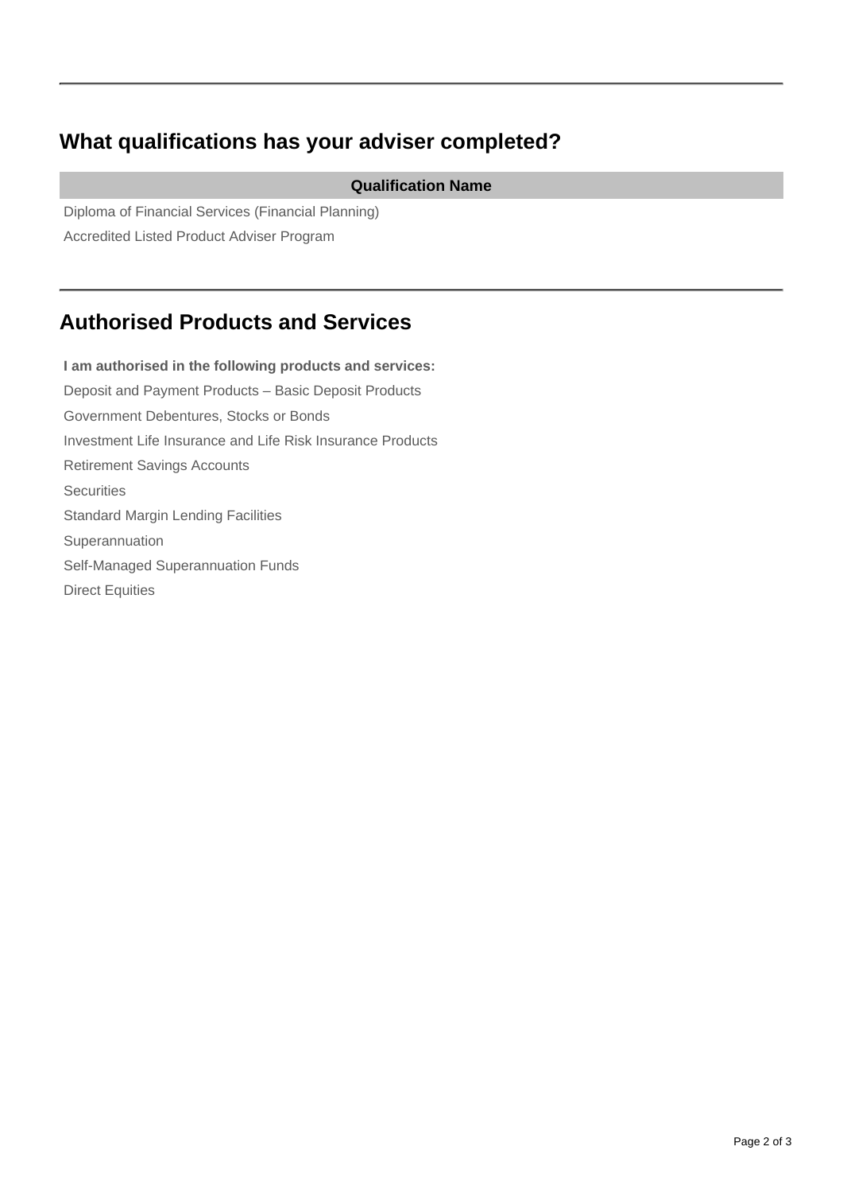## What qualifications has your adviser completed?

| Qualification Name |
| --- |
| Diploma of Financial Services (Financial Planning) |
| Accredited Listed Product Adviser Program |

## Authorised Products and Services

**I am authorised in the following products and services:**

Deposit and Payment Products – Basic Deposit Products

Government Debentures, Stocks or Bonds

Investment Life Insurance and Life Risk Insurance Products

Retirement Savings Accounts

Securities

Standard Margin Lending Facilities

Superannuation

Self-Managed Superannuation Funds

Direct Equities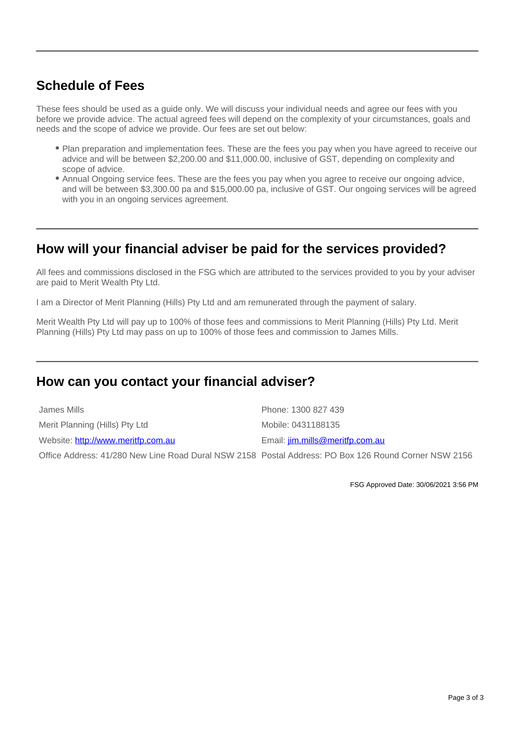## Schedule of Fees

These fees should be used as a guide only. We will discuss your individual needs and agree our fees with you before we provide advice. The actual agreed fees will depend on the complexity of your circumstances, goals and needs and the scope of advice we provide. Our fees are set out below:

- Plan preparation and implementation fees. These are the fees you pay when you have agreed to receive our advice and will be between $2,200.00 and $11,000.00, inclusive of GST, depending on complexity and scope of advice.
- Annual Ongoing service fees. These are the fees you pay when you agree to receive our ongoing advice, and will be between $3,300.00 pa and $15,000.00 pa, inclusive of GST. Our ongoing services will be agreed with you in an ongoing services agreement.

## How will your financial adviser be paid for the services provided?

All fees and commissions disclosed in the FSG which are attributed to the services provided to you by your adviser are paid to Merit Wealth Pty Ltd.

I am a Director of Merit Planning (Hills) Pty Ltd and am remunerated through the payment of salary.

Merit Wealth Pty Ltd will pay up to 100% of those fees and commissions to Merit Planning (Hills) Pty Ltd. Merit Planning (Hills) Pty Ltd may pass on up to 100% of those fees and commission to James Mills.

## How can you contact your financial adviser?

| | |
|---|---|
| James Mills | Phone: 1300 827 439 |
| Merit Planning (Hills) Pty Ltd | Mobile: 0431188135 |
| Website: http://www.meritfp.com.au | Email: jim.mills@meritfp.com.au |
| Office Address: 41/280 New Line Road Dural NSW 2158 | Postal Address: PO Box 126 Round Corner NSW 2156 |

FSG Approved Date: 30/06/2021 3:56 PM